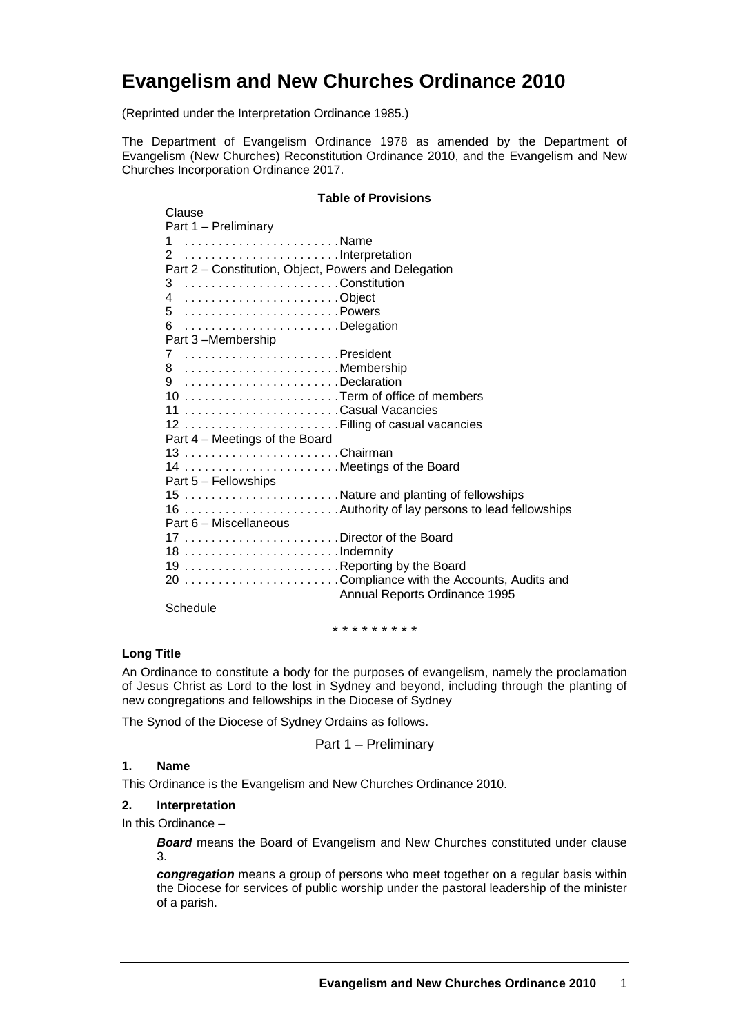# Evangelism and New Churches Ordinance 2010

(Reprinted under the Interpretation Ordinance 1985.)

The Department of Evangelism Ordinance 1978 as amended by the Department of Evangelism (New Churches) Reconstitution Ordinance 2010, and the Evangelism and New Churches Incorporation Ordinance 2017.

**Table of Provisions**

Clause

Part 1 – Preliminary

1 . . . . . . . . . . . . . . . . . . . . . . Name
2 . . . . . . . . . . . . . . . . . . . . . . Interpretation

Part 2 – Constitution, Object, Powers and Delegation

3 . . . . . . . . . . . . . . . . . . . . . . Constitution
4 . . . . . . . . . . . . . . . . . . . . . . Object
5 . . . . . . . . . . . . . . . . . . . . . . Powers
6 . . . . . . . . . . . . . . . . . . . . . . Delegation

Part 3 –Membership

7 . . . . . . . . . . . . . . . . . . . . . . President
8 . . . . . . . . . . . . . . . . . . . . . . Membership
9 . . . . . . . . . . . . . . . . . . . . . . Declaration
10 . . . . . . . . . . . . . . . . . . . . . . Term of office of members
11 . . . . . . . . . . . . . . . . . . . . . . Casual Vacancies
12 . . . . . . . . . . . . . . . . . . . . . . Filling of casual vacancies

Part 4 – Meetings of the Board

13 . . . . . . . . . . . . . . . . . . . . . . Chairman
14 . . . . . . . . . . . . . . . . . . . . . . Meetings of the Board

Part 5 – Fellowships

15 . . . . . . . . . . . . . . . . . . . . . . Nature and planting of fellowships
16 . . . . . . . . . . . . . . . . . . . . . . Authority of lay persons to lead fellowships

Part 6 – Miscellaneous

17 . . . . . . . . . . . . . . . . . . . . . . Director of the Board
18 . . . . . . . . . . . . . . . . . . . . . . Indemnity
19 . . . . . . . . . . . . . . . . . . . . . . Reporting by the Board
20 . . . . . . . . . . . . . . . . . . . . . . Compliance with the Accounts, Audits and Annual Reports Ordinance 1995

Schedule

\* \* \* \* \* \* \* \* \*

**Long Title**

An Ordinance to constitute a body for the purposes of evangelism, namely the proclamation of Jesus Christ as Lord to the lost in Sydney and beyond, including through the planting of new congregations and fellowships in the Diocese of Sydney

The Synod of the Diocese of Sydney Ordains as follows.

## Part 1 – Preliminary

### 1. Name

This Ordinance is the Evangelism and New Churches Ordinance 2010.

### 2. Interpretation

In this Ordinance –

***Board*** means the Board of Evangelism and New Churches constituted under clause 3.

***congregation*** means a group of persons who meet together on a regular basis within the Diocese for services of public worship under the pastoral leadership of the minister of a parish.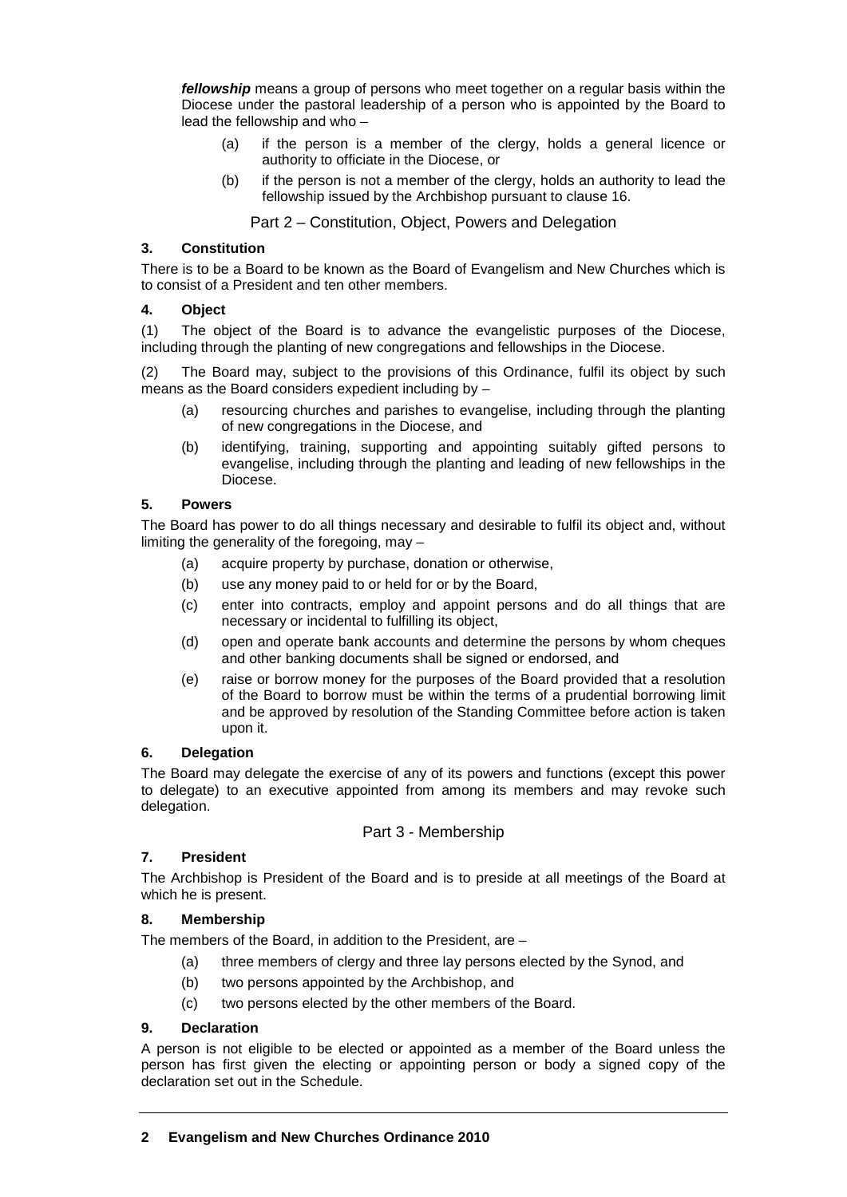***fellowship*** means a group of persons who meet together on a regular basis within the Diocese under the pastoral leadership of a person who is appointed by the Board to lead the fellowship and who –

(a) if the person is a member of the clergy, holds a general licence or authority to officiate in the Diocese, or

(b) if the person is not a member of the clergy, holds an authority to lead the fellowship issued by the Archbishop pursuant to clause 16.

## Part 2 – Constitution, Object, Powers and Delegation

### 3. Constitution

There is to be a Board to be known as the Board of Evangelism and New Churches which is to consist of a President and ten other members.

### 4. Object

(1) The object of the Board is to advance the evangelistic purposes of the Diocese, including through the planting of new congregations and fellowships in the Diocese.

(2) The Board may, subject to the provisions of this Ordinance, fulfil its object by such means as the Board considers expedient including by –

(a) resourcing churches and parishes to evangelise, including through the planting of new congregations in the Diocese, and

(b) identifying, training, supporting and appointing suitably gifted persons to evangelise, including through the planting and leading of new fellowships in the Diocese.

### 5. Powers

The Board has power to do all things necessary and desirable to fulfil its object and, without limiting the generality of the foregoing, may –

(a) acquire property by purchase, donation or otherwise,

(b) use any money paid to or held for or by the Board,

(c) enter into contracts, employ and appoint persons and do all things that are necessary or incidental to fulfilling its object,

(d) open and operate bank accounts and determine the persons by whom cheques and other banking documents shall be signed or endorsed, and

(e) raise or borrow money for the purposes of the Board provided that a resolution of the Board to borrow must be within the terms of a prudential borrowing limit and be approved by resolution of the Standing Committee before action is taken upon it.

### 6. Delegation

The Board may delegate the exercise of any of its powers and functions (except this power to delegate) to an executive appointed from among its members and may revoke such delegation.

## Part 3 - Membership

### 7. President

The Archbishop is President of the Board and is to preside at all meetings of the Board at which he is present.

### 8. Membership

The members of the Board, in addition to the President, are –

(a) three members of clergy and three lay persons elected by the Synod, and

(b) two persons appointed by the Archbishop, and

(c) two persons elected by the other members of the Board.

### 9. Declaration

A person is not eligible to be elected or appointed as a member of the Board unless the person has first given the electing or appointing person or body a signed copy of the declaration set out in the Schedule.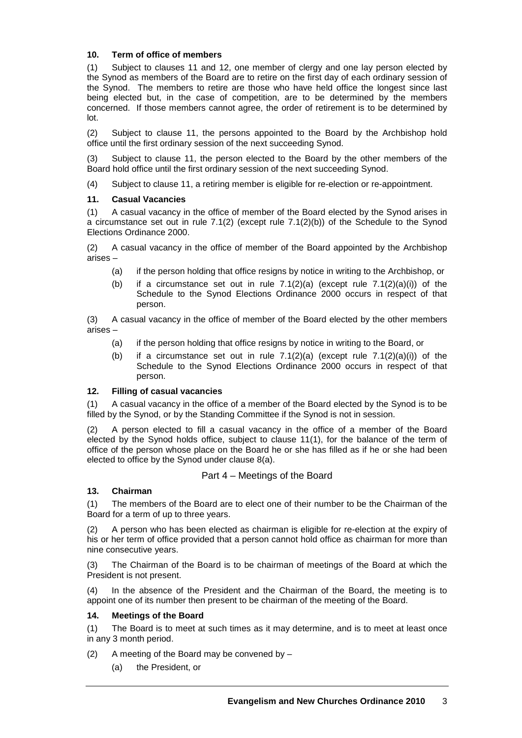#### 10. Term of office of members

(1) Subject to clauses 11 and 12, one member of clergy and one lay person elected by the Synod as members of the Board are to retire on the first day of each ordinary session of the Synod. The members to retire are those who have held office the longest since last being elected but, in the case of competition, are to be determined by the members concerned. If those members cannot agree, the order of retirement is to be determined by lot.

(2) Subject to clause 11, the persons appointed to the Board by the Archbishop hold office until the first ordinary session of the next succeeding Synod.

(3) Subject to clause 11, the person elected to the Board by the other members of the Board hold office until the first ordinary session of the next succeeding Synod.

(4) Subject to clause 11, a retiring member is eligible for re-election or re-appointment.

#### 11. Casual Vacancies

(1) A casual vacancy in the office of member of the Board elected by the Synod arises in a circumstance set out in rule 7.1(2) (except rule 7.1(2)(b)) of the Schedule to the Synod Elections Ordinance 2000.

(2) A casual vacancy in the office of member of the Board appointed by the Archbishop arises –

- (a) if the person holding that office resigns by notice in writing to the Archbishop, or
- (b) if a circumstance set out in rule 7.1(2)(a) (except rule 7.1(2)(a)(i)) of the Schedule to the Synod Elections Ordinance 2000 occurs in respect of that person.

(3) A casual vacancy in the office of member of the Board elected by the other members arises –

- (a) if the person holding that office resigns by notice in writing to the Board, or
- (b) if a circumstance set out in rule 7.1(2)(a) (except rule 7.1(2)(a)(i)) of the Schedule to the Synod Elections Ordinance 2000 occurs in respect of that person.

#### 12. Filling of casual vacancies

(1) A casual vacancy in the office of a member of the Board elected by the Synod is to be filled by the Synod, or by the Standing Committee if the Synod is not in session.

(2) A person elected to fill a casual vacancy in the office of a member of the Board elected by the Synod holds office, subject to clause 11(1), for the balance of the term of office of the person whose place on the Board he or she has filled as if he or she had been elected to office by the Synod under clause 8(a).

### Part 4 – Meetings of the Board

#### 13. Chairman

(1) The members of the Board are to elect one of their number to be the Chairman of the Board for a term of up to three years.

(2) A person who has been elected as chairman is eligible for re-election at the expiry of his or her term of office provided that a person cannot hold office as chairman for more than nine consecutive years.

(3) The Chairman of the Board is to be chairman of meetings of the Board at which the President is not present.

(4) In the absence of the President and the Chairman of the Board, the meeting is to appoint one of its number then present to be chairman of the meeting of the Board.

#### 14. Meetings of the Board

(1) The Board is to meet at such times as it may determine, and is to meet at least once in any 3 month period.

(2) A meeting of the Board may be convened by –

- (a) the President, or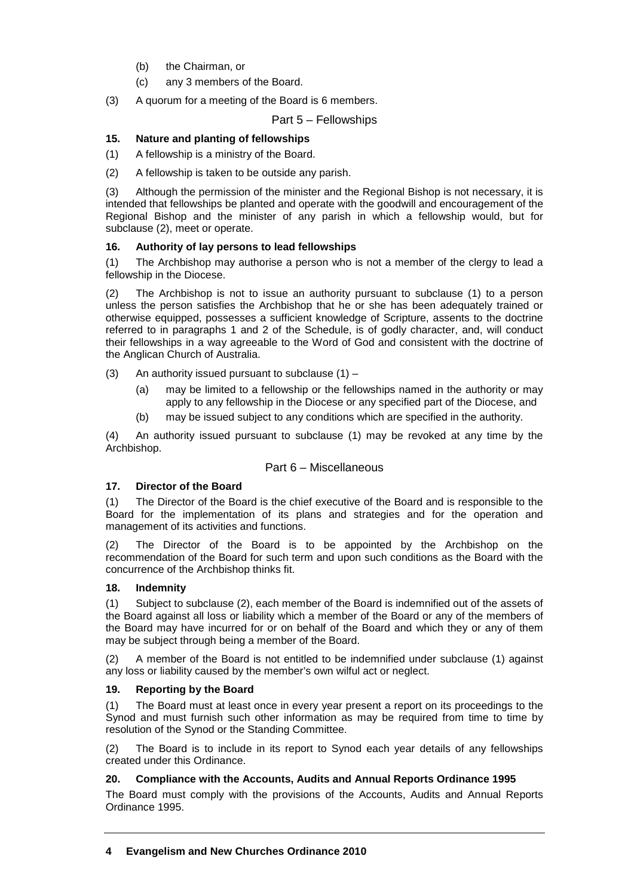(b) the Chairman, or

(c) any 3 members of the Board.

(3) A quorum for a meeting of the Board is 6 members.

## Part 5 – Fellowships

### 15. Nature and planting of fellowships

(1) A fellowship is a ministry of the Board.

(2) A fellowship is taken to be outside any parish.

(3) Although the permission of the minister and the Regional Bishop is not necessary, it is intended that fellowships be planted and operate with the goodwill and encouragement of the Regional Bishop and the minister of any parish in which a fellowship would, but for subclause (2), meet or operate.

### 16. Authority of lay persons to lead fellowships

(1) The Archbishop may authorise a person who is not a member of the clergy to lead a fellowship in the Diocese.

(2) The Archbishop is not to issue an authority pursuant to subclause (1) to a person unless the person satisfies the Archbishop that he or she has been adequately trained or otherwise equipped, possesses a sufficient knowledge of Scripture, assents to the doctrine referred to in paragraphs 1 and 2 of the Schedule, is of godly character, and, will conduct their fellowships in a way agreeable to the Word of God and consistent with the doctrine of the Anglican Church of Australia.

(3) An authority issued pursuant to subclause (1) –

(a) may be limited to a fellowship or the fellowships named in the authority or may apply to any fellowship in the Diocese or any specified part of the Diocese, and

(b) may be issued subject to any conditions which are specified in the authority.

(4) An authority issued pursuant to subclause (1) may be revoked at any time by the Archbishop.

## Part 6 – Miscellaneous

### 17. Director of the Board

(1) The Director of the Board is the chief executive of the Board and is responsible to the Board for the implementation of its plans and strategies and for the operation and management of its activities and functions.

(2) The Director of the Board is to be appointed by the Archbishop on the recommendation of the Board for such term and upon such conditions as the Board with the concurrence of the Archbishop thinks fit.

### 18. Indemnity

(1) Subject to subclause (2), each member of the Board is indemnified out of the assets of the Board against all loss or liability which a member of the Board or any of the members of the Board may have incurred for or on behalf of the Board and which they or any of them may be subject through being a member of the Board.

(2) A member of the Board is not entitled to be indemnified under subclause (1) against any loss or liability caused by the member's own wilful act or neglect.

### 19. Reporting by the Board

(1) The Board must at least once in every year present a report on its proceedings to the Synod and must furnish such other information as may be required from time to time by resolution of the Synod or the Standing Committee.

(2) The Board is to include in its report to Synod each year details of any fellowships created under this Ordinance.

### 20. Compliance with the Accounts, Audits and Annual Reports Ordinance 1995

The Board must comply with the provisions of the Accounts, Audits and Annual Reports Ordinance 1995.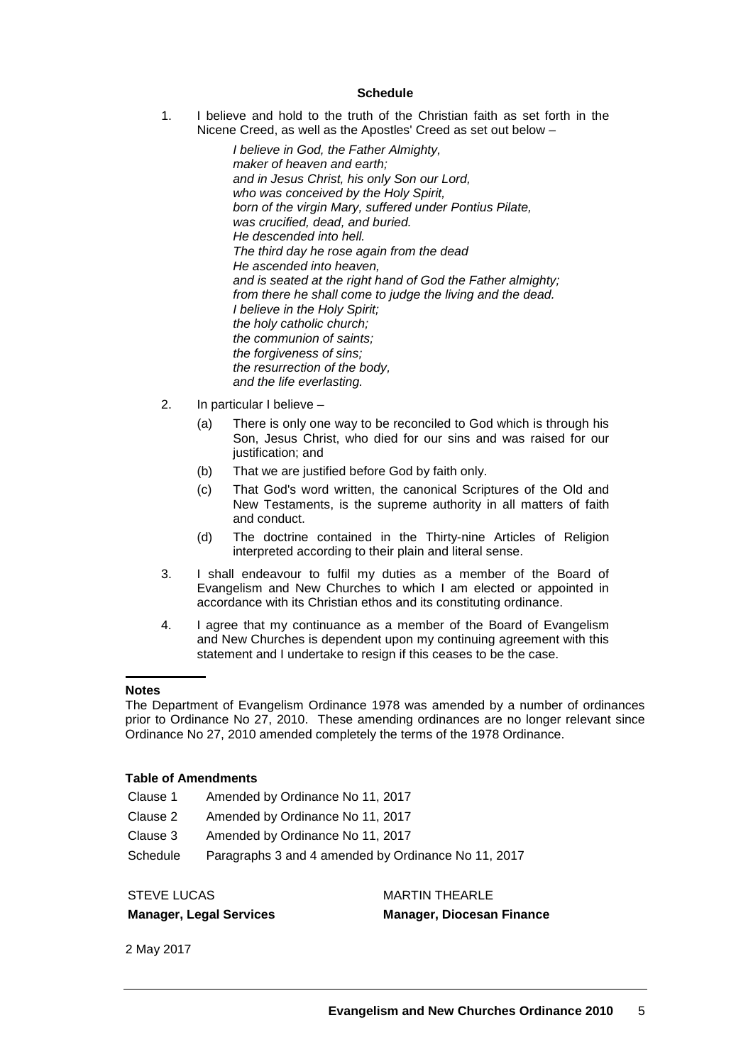**Schedule**

1. I believe and hold to the truth of the Christian faith as set forth in the Nicene Creed, as well as the Apostles' Creed as set out below –

   *I believe in God, the Father Almighty,*
   *maker of heaven and earth;*
   *and in Jesus Christ, his only Son our Lord,*
   *who was conceived by the Holy Spirit,*
   *born of the virgin Mary, suffered under Pontius Pilate,*
   *was crucified, dead, and buried.*
   *He descended into hell.*
   *The third day he rose again from the dead*
   *He ascended into heaven,*
   *and is seated at the right hand of God the Father almighty;*
   *from there he shall come to judge the living and the dead.*
   *I believe in the Holy Spirit;*
   *the holy catholic church;*
   *the communion of saints;*
   *the forgiveness of sins;*
   *the resurrection of the body,*
   *and the life everlasting.*

2. In particular I believe –

   (a) There is only one way to be reconciled to God which is through his Son, Jesus Christ, who died for our sins and was raised for our justification; and

   (b) That we are justified before God by faith only.

   (c) That God's word written, the canonical Scriptures of the Old and New Testaments, is the supreme authority in all matters of faith and conduct.

   (d) The doctrine contained in the Thirty-nine Articles of Religion interpreted according to their plain and literal sense.

3. I shall endeavour to fulfil my duties as a member of the Board of Evangelism and New Churches to which I am elected or appointed in accordance with its Christian ethos and its constituting ordinance.

4. I agree that my continuance as a member of the Board of Evangelism and New Churches is dependent upon my continuing agreement with this statement and I undertake to resign if this ceases to be the case.

---

**Notes**

The Department of Evangelism Ordinance 1978 was amended by a number of ordinances prior to Ordinance No 27, 2010. These amending ordinances are no longer relevant since Ordinance No 27, 2010 amended completely the terms of the 1978 Ordinance.

**Table of Amendments**

| | |
|---|---|
| Clause 1 | Amended by Ordinance No 11, 2017 |
| Clause 2 | Amended by Ordinance No 11, 2017 |
| Clause 3 | Amended by Ordinance No 11, 2017 |
| Schedule | Paragraphs 3 and 4 amended by Ordinance No 11, 2017 |

STEVE LUCAS
**Manager, Legal Services**

MARTIN THEARLE
**Manager, Diocesan Finance**

2 May 2017